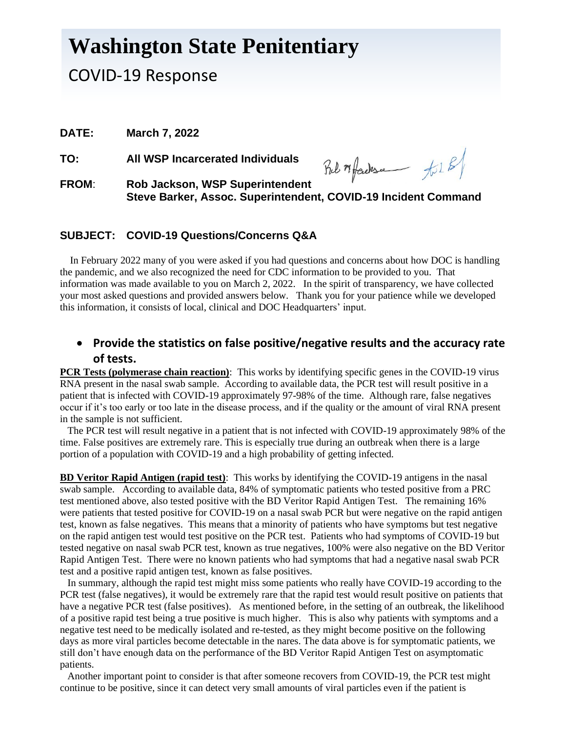# Washington State Penitentiary

## COVID-19 Response

**DATE:** **March 7, 2022**

**TO:** **All WSP Incarcerated Individuals**

**FROM:** **Rob Jackson, WSP Superintendent**
**Steve Barker, Assoc. Superintendent, COVID-19 Incident Command**

### SUBJECT: COVID-19 Questions/Concerns Q&A

In February 2022 many of you were asked if you had questions and concerns about how DOC is handling the pandemic, and we also recognized the need for CDC information to be provided to you. That information was made available to you on March 2, 2022. In the spirit of transparency, we have collected your most asked questions and provided answers below. Thank you for your patience while we developed this information, it consists of local, clinical and DOC Headquarters' input.

- **Provide the statistics on false positive/negative results and the accuracy rate of tests.**

**PCR Tests (polymerase chain reaction)**: This works by identifying specific genes in the COVID-19 virus RNA present in the nasal swab sample. According to available data, the PCR test will result positive in a patient that is infected with COVID-19 approximately 97-98% of the time. Although rare, false negatives occur if it's too early or too late in the disease process, and if the quality or the amount of viral RNA present in the sample is not sufficient.

The PCR test will result negative in a patient that is not infected with COVID-19 approximately 98% of the time. False positives are extremely rare. This is especially true during an outbreak when there is a large portion of a population with COVID-19 and a high probability of getting infected.

**BD Veritor Rapid Antigen (rapid test)**: This works by identifying the COVID-19 antigens in the nasal swab sample. According to available data, 84% of symptomatic patients who tested positive from a PRC test mentioned above, also tested positive with the BD Veritor Rapid Antigen Test. The remaining 16% were patients that tested positive for COVID-19 on a nasal swab PCR but were negative on the rapid antigen test, known as false negatives. This means that a minority of patients who have symptoms but test negative on the rapid antigen test would test positive on the PCR test. Patients who had symptoms of COVID-19 but tested negative on nasal swab PCR test, known as true negatives, 100% were also negative on the BD Veritor Rapid Antigen Test. There were no known patients who had symptoms that had a negative nasal swab PCR test and a positive rapid antigen test, known as false positives.

In summary, although the rapid test might miss some patients who really have COVID-19 according to the PCR test (false negatives), it would be extremely rare that the rapid test would result positive on patients that have a negative PCR test (false positives). As mentioned before, in the setting of an outbreak, the likelihood of a positive rapid test being a true positive is much higher. This is also why patients with symptoms and a negative test need to be medically isolated and re-tested, as they might become positive on the following days as more viral particles become detectable in the nares. The data above is for symptomatic patients, we still don't have enough data on the performance of the BD Veritor Rapid Antigen Test on asymptomatic patients.

Another important point to consider is that after someone recovers from COVID-19, the PCR test might continue to be positive, since it can detect very small amounts of viral particles even if the patient is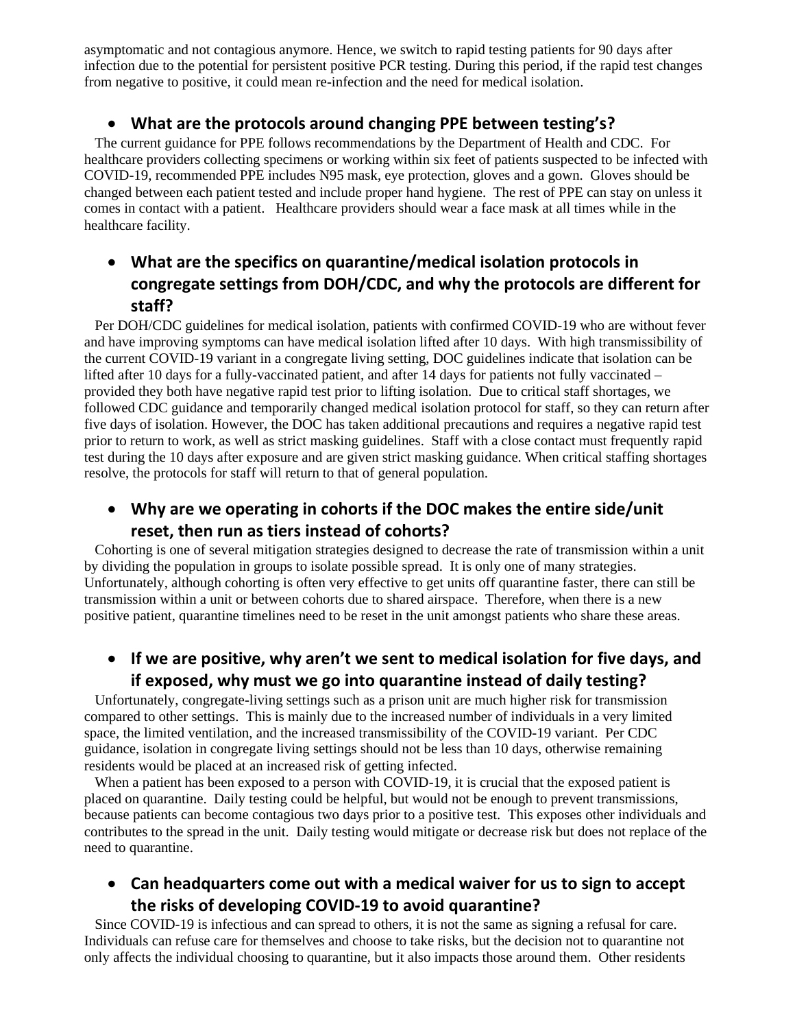asymptomatic and not contagious anymore. Hence, we switch to rapid testing patients for 90 days after infection due to the potential for persistent positive PCR testing. During this period, if the rapid test changes from negative to positive, it could mean re-infection and the need for medical isolation.

- **What are the protocols around changing PPE between testing's?**

The current guidance for PPE follows recommendations by the Department of Health and CDC. For healthcare providers collecting specimens or working within six feet of patients suspected to be infected with COVID-19, recommended PPE includes N95 mask, eye protection, gloves and a gown. Gloves should be changed between each patient tested and include proper hand hygiene. The rest of PPE can stay on unless it comes in contact with a patient. Healthcare providers should wear a face mask at all times while in the healthcare facility.

- **What are the specifics on quarantine/medical isolation protocols in congregate settings from DOH/CDC, and why the protocols are different for staff?**

Per DOH/CDC guidelines for medical isolation, patients with confirmed COVID-19 who are without fever and have improving symptoms can have medical isolation lifted after 10 days. With high transmissibility of the current COVID-19 variant in a congregate living setting, DOC guidelines indicate that isolation can be lifted after 10 days for a fully-vaccinated patient, and after 14 days for patients not fully vaccinated – provided they both have negative rapid test prior to lifting isolation. Due to critical staff shortages, we followed CDC guidance and temporarily changed medical isolation protocol for staff, so they can return after five days of isolation. However, the DOC has taken additional precautions and requires a negative rapid test prior to return to work, as well as strict masking guidelines. Staff with a close contact must frequently rapid test during the 10 days after exposure and are given strict masking guidance. When critical staffing shortages resolve, the protocols for staff will return to that of general population.

- **Why are we operating in cohorts if the DOC makes the entire side/unit reset, then run as tiers instead of cohorts?**

Cohorting is one of several mitigation strategies designed to decrease the rate of transmission within a unit by dividing the population in groups to isolate possible spread. It is only one of many strategies. Unfortunately, although cohorting is often very effective to get units off quarantine faster, there can still be transmission within a unit or between cohorts due to shared airspace. Therefore, when there is a new positive patient, quarantine timelines need to be reset in the unit amongst patients who share these areas.

- **If we are positive, why aren't we sent to medical isolation for five days, and if exposed, why must we go into quarantine instead of daily testing?**

Unfortunately, congregate-living settings such as a prison unit are much higher risk for transmission compared to other settings. This is mainly due to the increased number of individuals in a very limited space, the limited ventilation, and the increased transmissibility of the COVID-19 variant. Per CDC guidance, isolation in congregate living settings should not be less than 10 days, otherwise remaining residents would be placed at an increased risk of getting infected.

When a patient has been exposed to a person with COVID-19, it is crucial that the exposed patient is placed on quarantine. Daily testing could be helpful, but would not be enough to prevent transmissions, because patients can become contagious two days prior to a positive test. This exposes other individuals and contributes to the spread in the unit. Daily testing would mitigate or decrease risk but does not replace of the need to quarantine.

- **Can headquarters come out with a medical waiver for us to sign to accept the risks of developing COVID-19 to avoid quarantine?**

Since COVID-19 is infectious and can spread to others, it is not the same as signing a refusal for care. Individuals can refuse care for themselves and choose to take risks, but the decision not to quarantine not only affects the individual choosing to quarantine, but it also impacts those around them. Other residents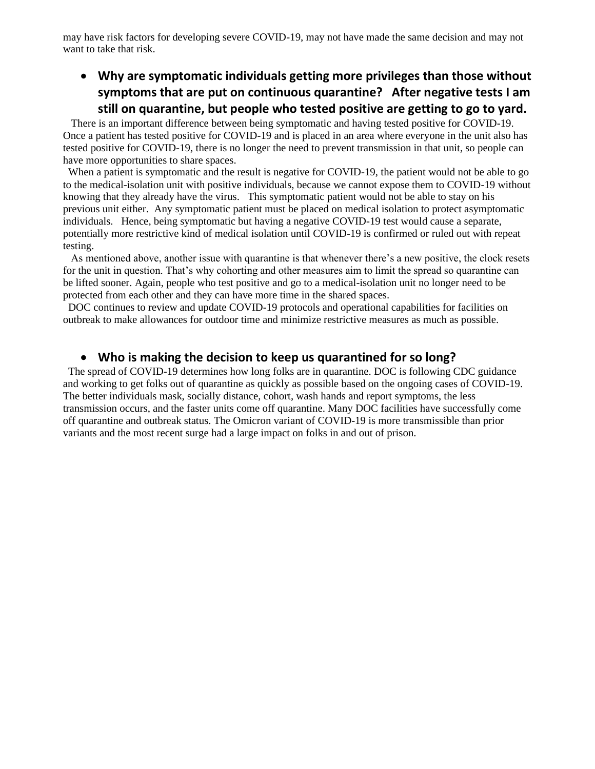may have risk factors for developing severe COVID-19, may not have made the same decision and may not want to take that risk.

- **Why are symptomatic individuals getting more privileges than those without symptoms that are put on continuous quarantine? After negative tests I am still on quarantine, but people who tested positive are getting to go to yard.**

There is an important difference between being symptomatic and having tested positive for COVID-19. Once a patient has tested positive for COVID-19 and is placed in an area where everyone in the unit also has tested positive for COVID-19, there is no longer the need to prevent transmission in that unit, so people can have more opportunities to share spaces.

When a patient is symptomatic and the result is negative for COVID-19, the patient would not be able to go to the medical-isolation unit with positive individuals, because we cannot expose them to COVID-19 without knowing that they already have the virus. This symptomatic patient would not be able to stay on his previous unit either. Any symptomatic patient must be placed on medical isolation to protect asymptomatic individuals. Hence, being symptomatic but having a negative COVID-19 test would cause a separate, potentially more restrictive kind of medical isolation until COVID-19 is confirmed or ruled out with repeat testing.

As mentioned above, another issue with quarantine is that whenever there's a new positive, the clock resets for the unit in question. That's why cohorting and other measures aim to limit the spread so quarantine can be lifted sooner. Again, people who test positive and go to a medical-isolation unit no longer need to be protected from each other and they can have more time in the shared spaces.

DOC continues to review and update COVID-19 protocols and operational capabilities for facilities on outbreak to make allowances for outdoor time and minimize restrictive measures as much as possible.

- **Who is making the decision to keep us quarantined for so long?**

The spread of COVID-19 determines how long folks are in quarantine. DOC is following CDC guidance and working to get folks out of quarantine as quickly as possible based on the ongoing cases of COVID-19. The better individuals mask, socially distance, cohort, wash hands and report symptoms, the less transmission occurs, and the faster units come off quarantine. Many DOC facilities have successfully come off quarantine and outbreak status. The Omicron variant of COVID-19 is more transmissible than prior variants and the most recent surge had a large impact on folks in and out of prison.